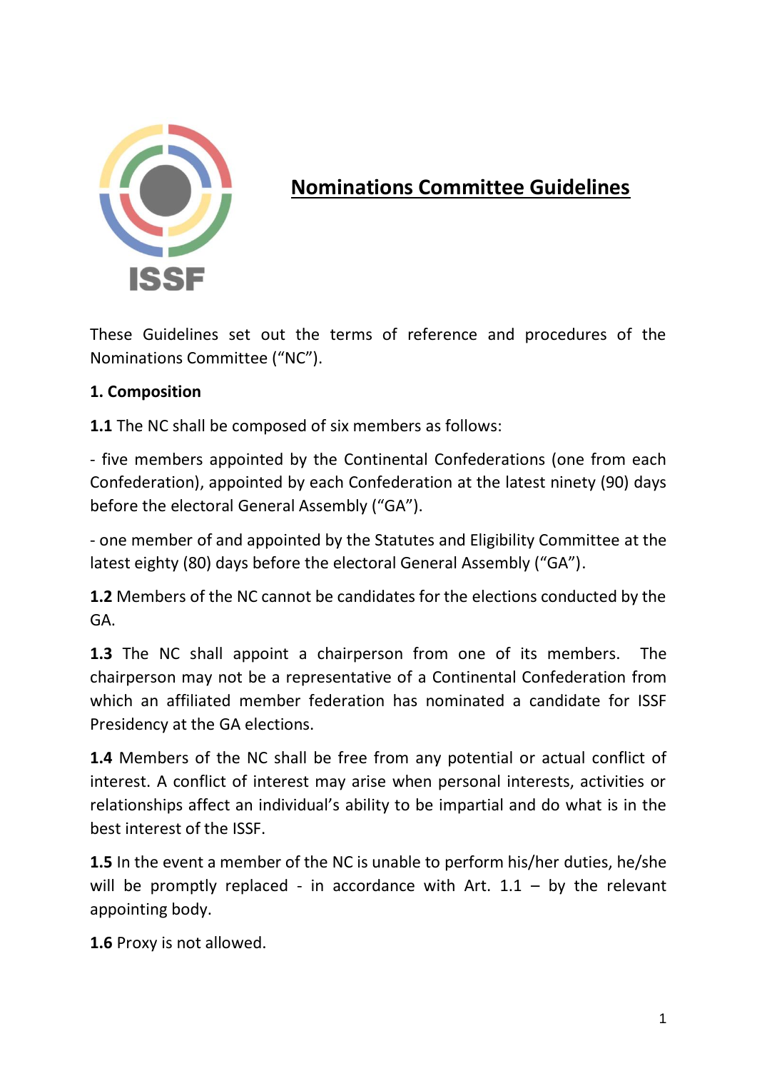ISSF

# Nominations Committee Guidelines

These Guidelines set out the terms of reference and procedures of the Nominations Committee ("NC").

## 1. Composition

**1.1** The NC shall be composed of six members as follows:

- five members appointed by the Continental Confederations (one from each Confederation), appointed by each Confederation at the latest ninety (90) days before the electoral General Assembly ("GA").

- one member of and appointed by the Statutes and Eligibility Committee at the latest eighty (80) days before the electoral General Assembly ("GA").

**1.2** Members of the NC cannot be candidates for the elections conducted by the GA.

**1.3** The NC shall appoint a chairperson from one of its members. The chairperson may not be a representative of a Continental Confederation from which an affiliated member federation has nominated a candidate for ISSF Presidency at the GA elections.

**1.4** Members of the NC shall be free from any potential or actual conflict of interest. A conflict of interest may arise when personal interests, activities or relationships affect an individual's ability to be impartial and do what is in the best interest of the ISSF.

**1.5** In the event a member of the NC is unable to perform his/her duties, he/she will be promptly replaced - in accordance with Art. 1.1 – by the relevant appointing body.

**1.6** Proxy is not allowed.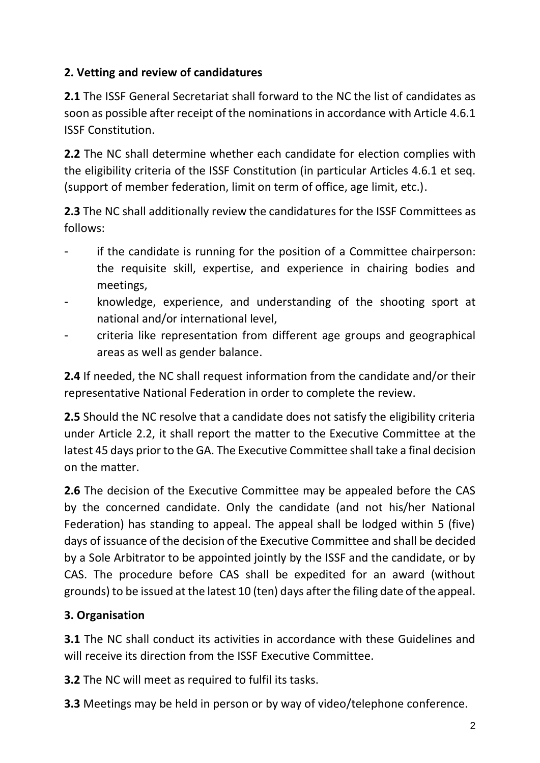## 2. Vetting and review of candidatures

**2.1** The ISSF General Secretariat shall forward to the NC the list of candidates as soon as possible after receipt of the nominations in accordance with Article 4.6.1 ISSF Constitution.

**2.2** The NC shall determine whether each candidate for election complies with the eligibility criteria of the ISSF Constitution (in particular Articles 4.6.1 et seq. (support of member federation, limit on term of office, age limit, etc.).

**2.3** The NC shall additionally review the candidatures for the ISSF Committees as follows:

- if the candidate is running for the position of a Committee chairperson: the requisite skill, expertise, and experience in chairing bodies and meetings,
- knowledge, experience, and understanding of the shooting sport at national and/or international level,
- criteria like representation from different age groups and geographical areas as well as gender balance.

**2.4** If needed, the NC shall request information from the candidate and/or their representative National Federation in order to complete the review.

**2.5** Should the NC resolve that a candidate does not satisfy the eligibility criteria under Article 2.2, it shall report the matter to the Executive Committee at the latest 45 days prior to the GA. The Executive Committee shall take a final decision on the matter.

**2.6** The decision of the Executive Committee may be appealed before the CAS by the concerned candidate. Only the candidate (and not his/her National Federation) has standing to appeal. The appeal shall be lodged within 5 (five) days of issuance of the decision of the Executive Committee and shall be decided by a Sole Arbitrator to be appointed jointly by the ISSF and the candidate, or by CAS. The procedure before CAS shall be expedited for an award (without grounds) to be issued at the latest 10 (ten) days after the filing date of the appeal.

## 3. Organisation

**3.1** The NC shall conduct its activities in accordance with these Guidelines and will receive its direction from the ISSF Executive Committee.

**3.2** The NC will meet as required to fulfil its tasks.

**3.3** Meetings may be held in person or by way of video/telephone conference.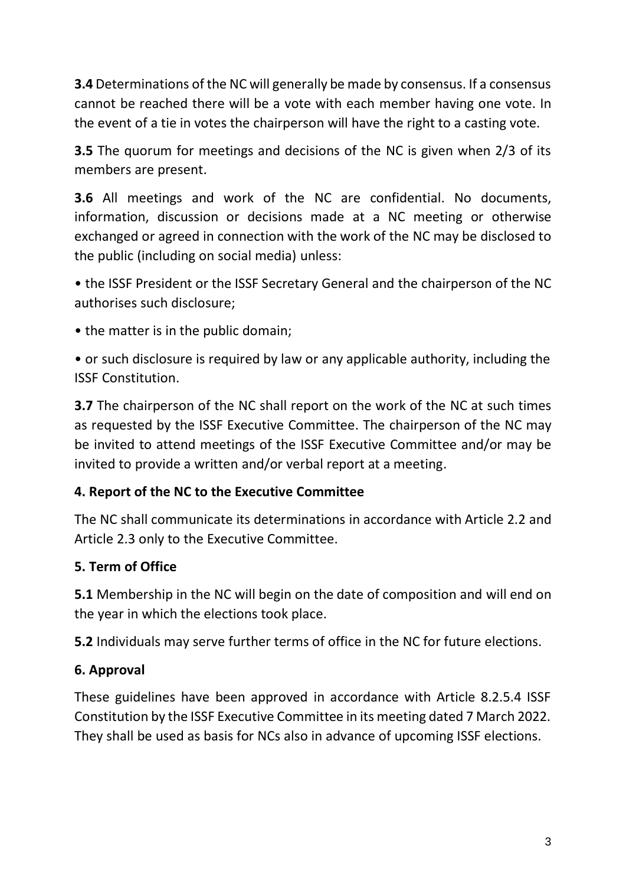**3.4** Determinations of the NC will generally be made by consensus. If a consensus cannot be reached there will be a vote with each member having one vote. In the event of a tie in votes the chairperson will have the right to a casting vote.

**3.5** The quorum for meetings and decisions of the NC is given when 2/3 of its members are present.

**3.6** All meetings and work of the NC are confidential. No documents, information, discussion or decisions made at a NC meeting or otherwise exchanged or agreed in connection with the work of the NC may be disclosed to the public (including on social media) unless:

- the ISSF President or the ISSF Secretary General and the chairperson of the NC authorises such disclosure;
- the matter is in the public domain;
- or such disclosure is required by law or any applicable authority, including the ISSF Constitution.

**3.7** The chairperson of the NC shall report on the work of the NC at such times as requested by the ISSF Executive Committee. The chairperson of the NC may be invited to attend meetings of the ISSF Executive Committee and/or may be invited to provide a written and/or verbal report at a meeting.

## 4. Report of the NC to the Executive Committee

The NC shall communicate its determinations in accordance with Article 2.2 and Article 2.3 only to the Executive Committee.

## 5. Term of Office

**5.1** Membership in the NC will begin on the date of composition and will end on the year in which the elections took place.

**5.2** Individuals may serve further terms of office in the NC for future elections.

## 6. Approval

These guidelines have been approved in accordance with Article 8.2.5.4 ISSF Constitution by the ISSF Executive Committee in its meeting dated 7 March 2022. They shall be used as basis for NCs also in advance of upcoming ISSF elections.